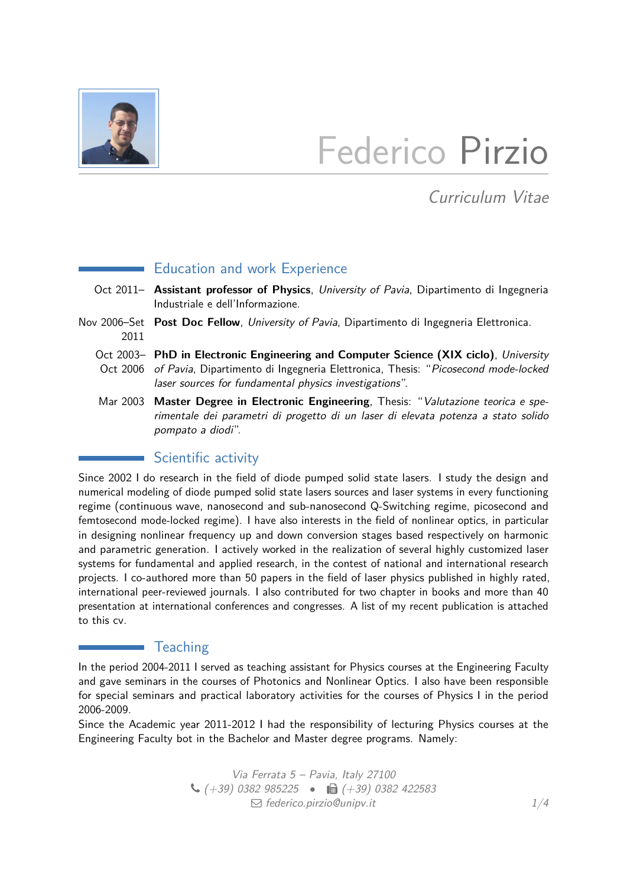# Federico Pirzio

*Curriculum Vitae*

## Education and work Experience

Oct 2011– **Assistant professor of Physics**, *University of Pavia*, Dipartimento di Ingegneria Industriale e dell'Informazione.

Nov 2006–Set 2011 **Post Doc Fellow**, *University of Pavia*, Dipartimento di Ingegneria Elettronica.

Oct 2003– Oct 2006 **PhD in Electronic Engineering and Computer Science (XIX ciclo)**, *University of Pavia*, Dipartimento di Ingegneria Elettronica, Thesis: "*Picosecond mode-locked laser sources for fundamental physics investigations*".

Mar 2003 **Master Degree in Electronic Engineering**, Thesis: "*Valutazione teorica e sperimentale dei parametri di progetto di un laser di elevata potenza a stato solido pompato a diodi*".

## Scientific activity

Since 2002 I do research in the field of diode pumped solid state lasers. I study the design and numerical modeling of diode pumped solid state lasers sources and laser systems in every functioning regime (continuous wave, nanosecond and sub-nanosecond Q-Switching regime, picosecond and femtosecond mode-locked regime). I have also interests in the field of nonlinear optics, in particular in designing nonlinear frequency up and down conversion stages based respectively on harmonic and parametric generation. I actively worked in the realization of several highly customized laser systems for fundamental and applied research, in the contest of national and international research projects. I co-authored more than 50 papers in the field of laser physics published in highly rated, international peer-reviewed journals. I also contributed for two chapter in books and more than 40 presentation at international conferences and congresses. A list of my recent publication is attached to this cv.

## Teaching

In the period 2004-2011 I served as teaching assistant for Physics courses at the Engineering Faculty and gave seminars in the courses of Photonics and Nonlinear Optics. I also have been responsible for special seminars and practical laboratory activities for the courses of Physics I in the period 2006-2009.
Since the Academic year 2011-2012 I had the responsibility of lecturing Physics courses at the Engineering Faculty bot in the Bachelor and Master degree programs. Namely:

*Via Ferrata 5 – Pavia, Italy 27100*
*(+39) 0382 985225* • *(+39) 0382 422583*
*federico.pirzio@unipv.it*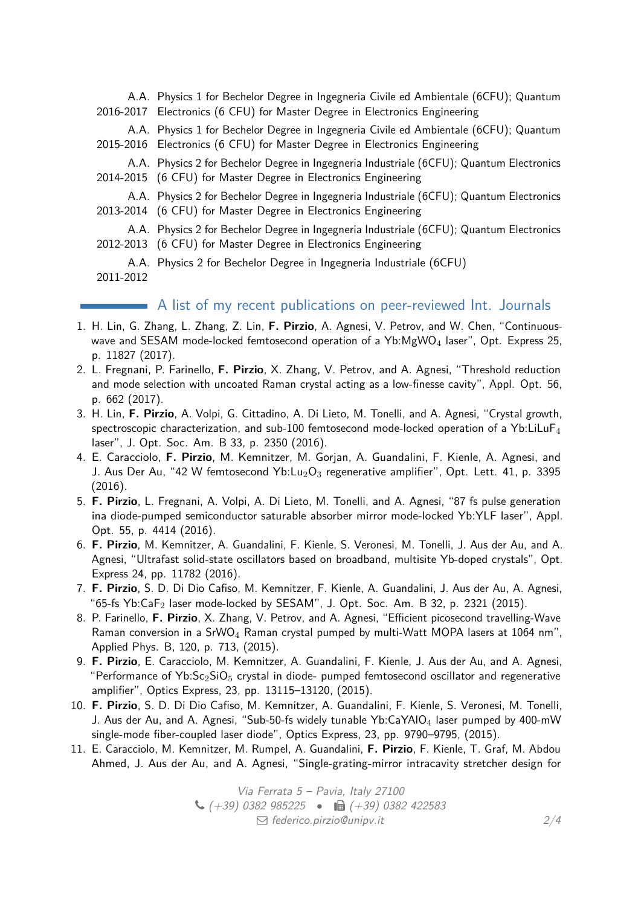A.A. 2016-2017 Physics 1 for Bechelor Degree in Ingegneria Civile ed Ambientale (6CFU); Quantum Electronics (6 CFU) for Master Degree in Electronics Engineering

A.A. 2015-2016 Physics 1 for Bechelor Degree in Ingegneria Civile ed Ambientale (6CFU); Quantum Electronics (6 CFU) for Master Degree in Electronics Engineering

A.A. 2014-2015 Physics 2 for Bechelor Degree in Ingegneria Industriale (6CFU); Quantum Electronics (6 CFU) for Master Degree in Electronics Engineering

A.A. 2013-2014 Physics 2 for Bechelor Degree in Ingegneria Industriale (6CFU); Quantum Electronics (6 CFU) for Master Degree in Electronics Engineering

A.A. 2012-2013 Physics 2 for Bechelor Degree in Ingegneria Industriale (6CFU); Quantum Electronics (6 CFU) for Master Degree in Electronics Engineering

A.A. 2011-2012 Physics 2 for Bechelor Degree in Ingegneria Industriale (6CFU)

## A list of my recent publications on peer-reviewed Int. Journals

1. H. Lin, G. Zhang, L. Zhang, Z. Lin, **F. Pirzio**, A. Agnesi, V. Petrov, and W. Chen, "Continuous-wave and SESAM mode-locked femtosecond operation of a Yb:$MgWO_4$ laser", Opt. Express 25, p. 11827 (2017).
2. L. Fregnani, P. Farinello, **F. Pirzio**, X. Zhang, V. Petrov, and A. Agnesi, "Threshold reduction and mode selection with uncoated Raman crystal acting as a low-finesse cavity", Appl. Opt. 56, p. 662 (2017).
3. H. Lin, **F. Pirzio**, A. Volpi, G. Cittadino, A. Di Lieto, M. Tonelli, and A. Agnesi, "Crystal growth, spectroscopic characterization, and sub-100 femtosecond mode-locked operation of a Yb:$LiLuF_4$ laser", J. Opt. Soc. Am. B 33, p. 2350 (2016).
4. E. Caracciolo, **F. Pirzio**, M. Kemnitzer, M. Gorjan, A. Guandalini, F. Kienle, A. Agnesi, and J. Aus Der Au, "42 W femtosecond Yb:$Lu_2O_3$ regenerative amplifier", Opt. Lett. 41, p. 3395 (2016).
5. **F. Pirzio**, L. Fregnani, A. Volpi, A. Di Lieto, M. Tonelli, and A. Agnesi, "87 fs pulse generation ina diode-pumped semiconductor saturable absorber mirror mode-locked Yb:YLF laser", Appl. Opt. 55, p. 4414 (2016).
6. **F. Pirzio**, M. Kemnitzer, A. Guandalini, F. Kienle, S. Veronesi, M. Tonelli, J. Aus der Au, and A. Agnesi, "Ultrafast solid-state oscillators based on broadband, multisite Yb-doped crystals", Opt. Express 24, pp. 11782 (2016).
7. **F. Pirzio**, S. D. Di Dio Cafiso, M. Kemnitzer, F. Kienle, A. Guandalini, J. Aus der Au, A. Agnesi, "65-fs Yb:$CaF_2$ laser mode-locked by SESAM", J. Opt. Soc. Am. B 32, p. 2321 (2015).
8. P. Farinello, **F. Pirzio**, X. Zhang, V. Petrov, and A. Agnesi, "Efficient picosecond travelling-Wave Raman conversion in a $SrWO_4$ Raman crystal pumped by multi-Watt MOPA lasers at 1064 nm", Applied Phys. B, 120, p. 713, (2015).
9. **F. Pirzio**, E. Caracciolo, M. Kemnitzer, A. Guandalini, F. Kienle, J. Aus der Au, and A. Agnesi, "Performance of Yb:$Sc_2SiO_5$ crystal in diode- pumped femtosecond oscillator and regenerative amplifier", Optics Express, 23, pp. 13115–13120, (2015).
10. **F. Pirzio**, S. D. Di Dio Cafiso, M. Kemnitzer, A. Guandalini, F. Kienle, S. Veronesi, M. Tonelli, J. Aus der Au, and A. Agnesi, "Sub-50-fs widely tunable Yb:$CaYAlO_4$ laser pumped by 400-mW single-mode fiber-coupled laser diode", Optics Express, 23, pp. 9790–9795, (2015).
11. E. Caracciolo, M. Kemnitzer, M. Rumpel, A. Guandalini, **F. Pirzio**, F. Kienle, T. Graf, M. Abdou Ahmed, J. Aus der Au, and A. Agnesi, "Single-grating-mirror intracavity stretcher design for

Via Ferrata 5 – Pavia, Italy 27100
(+39) 0382 985225 • (+39) 0382 422583
federico.pirzio@unipv.it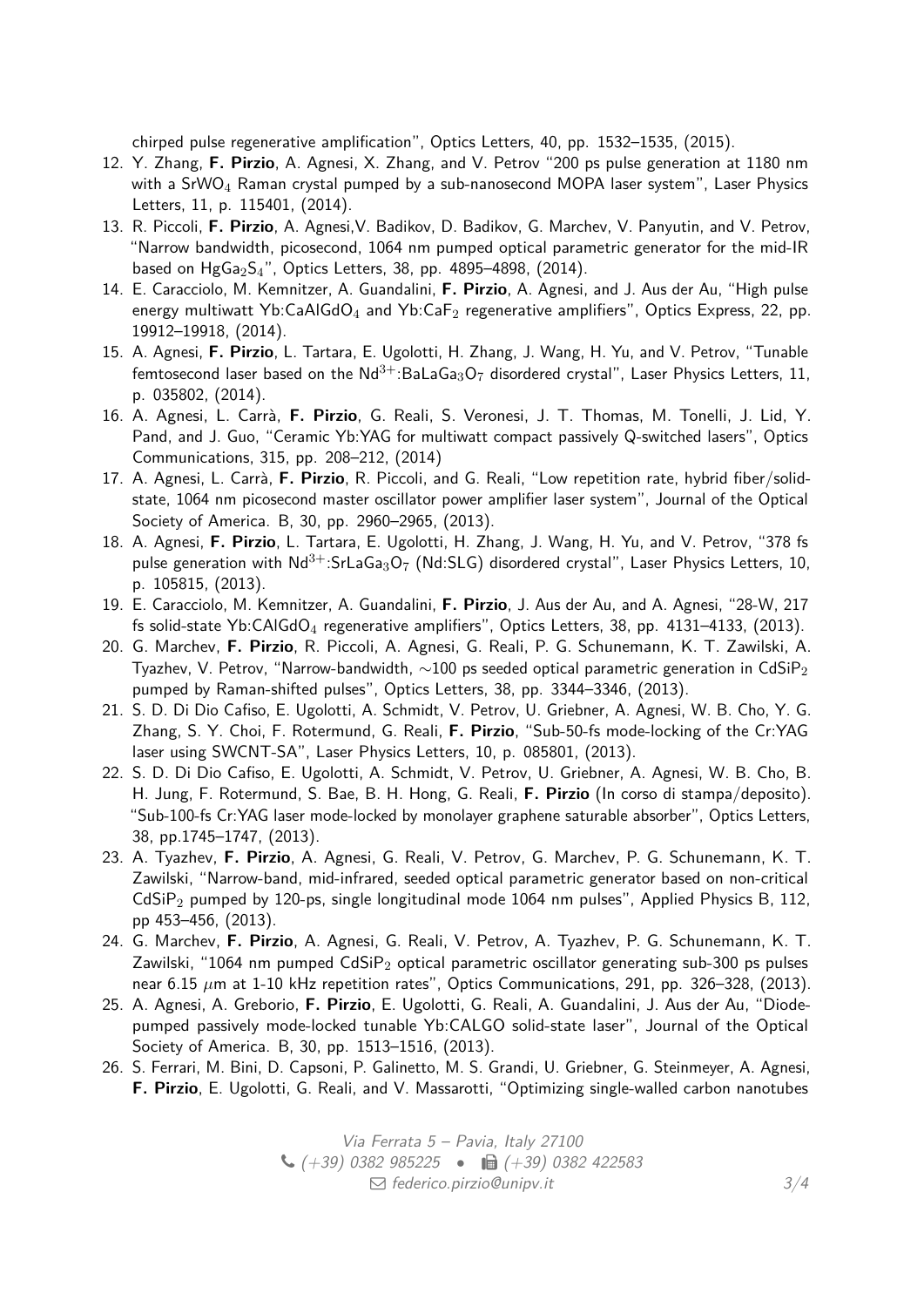chirped pulse regenerative amplification", Optics Letters, 40, pp. 1532–1535, (2015).

12. Y. Zhang, **F. Pirzio**, A. Agnesi, X. Zhang, and V. Petrov "200 ps pulse generation at 1180 nm with a $SrWO_4$ Raman crystal pumped by a sub-nanosecond MOPA laser system", Laser Physics Letters, 11, p. 115401, (2014).
13. R. Piccoli, **F. Pirzio**, A. Agnesi,V. Badikov, D. Badikov, G. Marchev, V. Panyutin, and V. Petrov, "Narrow bandwidth, picosecond, 1064 nm pumped optical parametric generator for the mid-IR based on $HgGa_2S_4$", Optics Letters, 38, pp. 4895–4898, (2014).
14. E. Caracciolo, M. Kemnitzer, A. Guandalini, **F. Pirzio**, A. Agnesi, and J. Aus der Au, "High pulse energy multiwatt Yb:$CaAlGdO_4$ and Yb:$CaF_2$ regenerative amplifiers", Optics Express, 22, pp. 19912–19918, (2014).
15. A. Agnesi, **F. Pirzio**, L. Tartara, E. Ugolotti, H. Zhang, J. Wang, H. Yu, and V. Petrov, "Tunable femtosecond laser based on the $Nd^{3+}$:$BaLaGa_3O_7$ disordered crystal", Laser Physics Letters, 11, p. 035802, (2014).
16. A. Agnesi, L. Carrà, **F. Pirzio**, G. Reali, S. Veronesi, J. T. Thomas, M. Tonelli, J. Lid, Y. Pand, and J. Guo, "Ceramic Yb:YAG for multiwatt compact passively Q-switched lasers", Optics Communications, 315, pp. 208–212, (2014)
17. A. Agnesi, L. Carrà, **F. Pirzio**, R. Piccoli, and G. Reali, "Low repetition rate, hybrid fiber/solid-state, 1064 nm picosecond master oscillator power amplifier laser system", Journal of the Optical Society of America. B, 30, pp. 2960–2965, (2013).
18. A. Agnesi, **F. Pirzio**, L. Tartara, E. Ugolotti, H. Zhang, J. Wang, H. Yu, and V. Petrov, "378 fs pulse generation with $Nd^{3+}$:$SrLaGa_3O_7$ (Nd:SLG) disordered crystal", Laser Physics Letters, 10, p. 105815, (2013).
19. E. Caracciolo, M. Kemnitzer, A. Guandalini, **F. Pirzio**, J. Aus der Au, and A. Agnesi, "28-W, 217 fs solid-state Yb:$CAlGdO_4$ regenerative amplifiers", Optics Letters, 38, pp. 4131–4133, (2013).
20. G. Marchev, **F. Pirzio**, R. Piccoli, A. Agnesi, G. Reali, P. G. Schunemann, K. T. Zawilski, A. Tyazhev, V. Petrov, "Narrow-bandwidth, $\sim$100 ps seeded optical parametric generation in $CdSiP_2$ pumped by Raman-shifted pulses", Optics Letters, 38, pp. 3344–3346, (2013).
21. S. D. Di Dio Cafiso, E. Ugolotti, A. Schmidt, V. Petrov, U. Griebner, A. Agnesi, W. B. Cho, Y. G. Zhang, S. Y. Choi, F. Rotermund, G. Reali, **F. Pirzio**, "Sub-50-fs mode-locking of the Cr:YAG laser using SWCNT-SA", Laser Physics Letters, 10, p. 085801, (2013).
22. S. D. Di Dio Cafiso, E. Ugolotti, A. Schmidt, V. Petrov, U. Griebner, A. Agnesi, W. B. Cho, B. H. Jung, F. Rotermund, S. Bae, B. H. Hong, G. Reali, **F. Pirzio** (In corso di stampa/deposito). "Sub-100-fs Cr:YAG laser mode-locked by monolayer graphene saturable absorber", Optics Letters, 38, pp.1745–1747, (2013).
23. A. Tyazhev, **F. Pirzio**, A. Agnesi, G. Reali, V. Petrov, G. Marchev, P. G. Schunemann, K. T. Zawilski, "Narrow-band, mid-infrared, seeded optical parametric generator based on non-critical $CdSiP_2$ pumped by 120-ps, single longitudinal mode 1064 nm pulses", Applied Physics B, 112, pp 453–456, (2013).
24. G. Marchev, **F. Pirzio**, A. Agnesi, G. Reali, V. Petrov, A. Tyazhev, P. G. Schunemann, K. T. Zawilski, "1064 nm pumped $CdSiP_2$ optical parametric oscillator generating sub-300 ps pulses near 6.15 $\mu$m at 1-10 kHz repetition rates", Optics Communications, 291, pp. 326–328, (2013).
25. A. Agnesi, A. Greborio, **F. Pirzio**, E. Ugolotti, G. Reali, A. Guandalini, J. Aus der Au, "Diode-pumped passively mode-locked tunable Yb:CALGO solid-state laser", Journal of the Optical Society of America. B, 30, pp. 1513–1516, (2013).
26. S. Ferrari, M. Bini, D. Capsoni, P. Galinetto, M. S. Grandi, U. Griebner, G. Steinmeyer, A. Agnesi, **F. Pirzio**, E. Ugolotti, G. Reali, and V. Massarotti, "Optimizing single-walled carbon nanotubes

*Via Ferrata 5 – Pavia, Italy 27100*
*(+39) 0382 985225 • (+39) 0382 422583*
*federico.pirzio@unipv.it*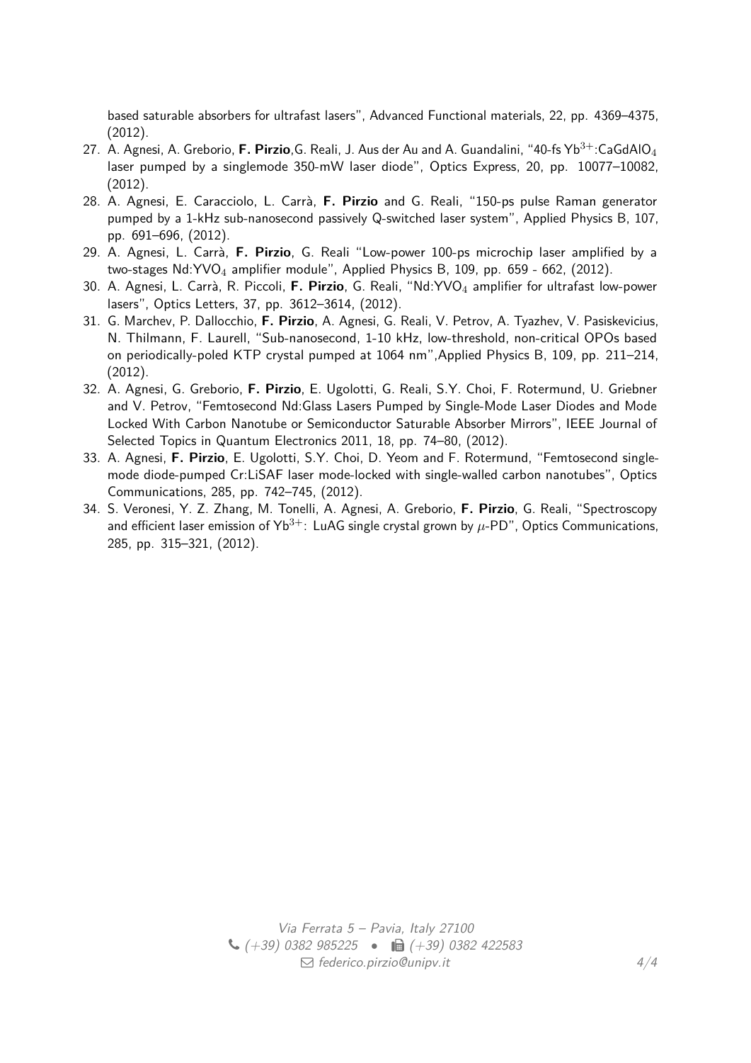based saturable absorbers for ultrafast lasers", Advanced Functional materials, 22, pp. 4369–4375, (2012).

27. A. Agnesi, A. Greborio, **F. Pirzio**,G. Reali, J. Aus der Au and A. Guandalini, "40-fs $Yb^{3+}$:$CaGdAlO_4$ laser pumped by a singlemode 350-mW laser diode", Optics Express, 20, pp. 10077–10082, (2012).
28. A. Agnesi, E. Caracciolo, L. Carrà, **F. Pirzio** and G. Reali, "150-ps pulse Raman generator pumped by a 1-kHz sub-nanosecond passively Q-switched laser system", Applied Physics B, 107, pp. 691–696, (2012).
29. A. Agnesi, L. Carrà, **F. Pirzio**, G. Reali "Low-power 100-ps microchip laser amplified by a two-stages Nd:$YVO_4$ amplifier module", Applied Physics B, 109, pp. 659 - 662, (2012).
30. A. Agnesi, L. Carrà, R. Piccoli, **F. Pirzio**, G. Reali, "Nd:$YVO_4$ amplifier for ultrafast low-power lasers", Optics Letters, 37, pp. 3612–3614, (2012).
31. G. Marchev, P. Dallocchio, **F. Pirzio**, A. Agnesi, G. Reali, V. Petrov, A. Tyazhev, V. Pasiskevicius, N. Thilmann, F. Laurell, "Sub-nanosecond, 1-10 kHz, low-threshold, non-critical OPOs based on periodically-poled KTP crystal pumped at 1064 nm",Applied Physics B, 109, pp. 211–214, (2012).
32. A. Agnesi, G. Greborio, **F. Pirzio**, E. Ugolotti, G. Reali, S.Y. Choi, F. Rotermund, U. Griebner and V. Petrov, "Femtosecond Nd:Glass Lasers Pumped by Single-Mode Laser Diodes and Mode Locked With Carbon Nanotube or Semiconductor Saturable Absorber Mirrors", IEEE Journal of Selected Topics in Quantum Electronics 2011, 18, pp. 74–80, (2012).
33. A. Agnesi, **F. Pirzio**, E. Ugolotti, S.Y. Choi, D. Yeom and F. Rotermund, "Femtosecond single-mode diode-pumped Cr:LiSAF laser mode-locked with single-walled carbon nanotubes", Optics Communications, 285, pp. 742–745, (2012).
34. S. Veronesi, Y. Z. Zhang, M. Tonelli, A. Agnesi, A. Greborio, **F. Pirzio**, G. Reali, "Spectroscopy and efficient laser emission of $Yb^{3+}$: LuAG single crystal grown by $\mu$-PD", Optics Communications, 285, pp. 315–321, (2012).

*Via Ferrata 5 – Pavia, Italy 27100*
*(+39) 0382 985225 • (+39) 0382 422583*
*federico.pirzio@unipv.it*